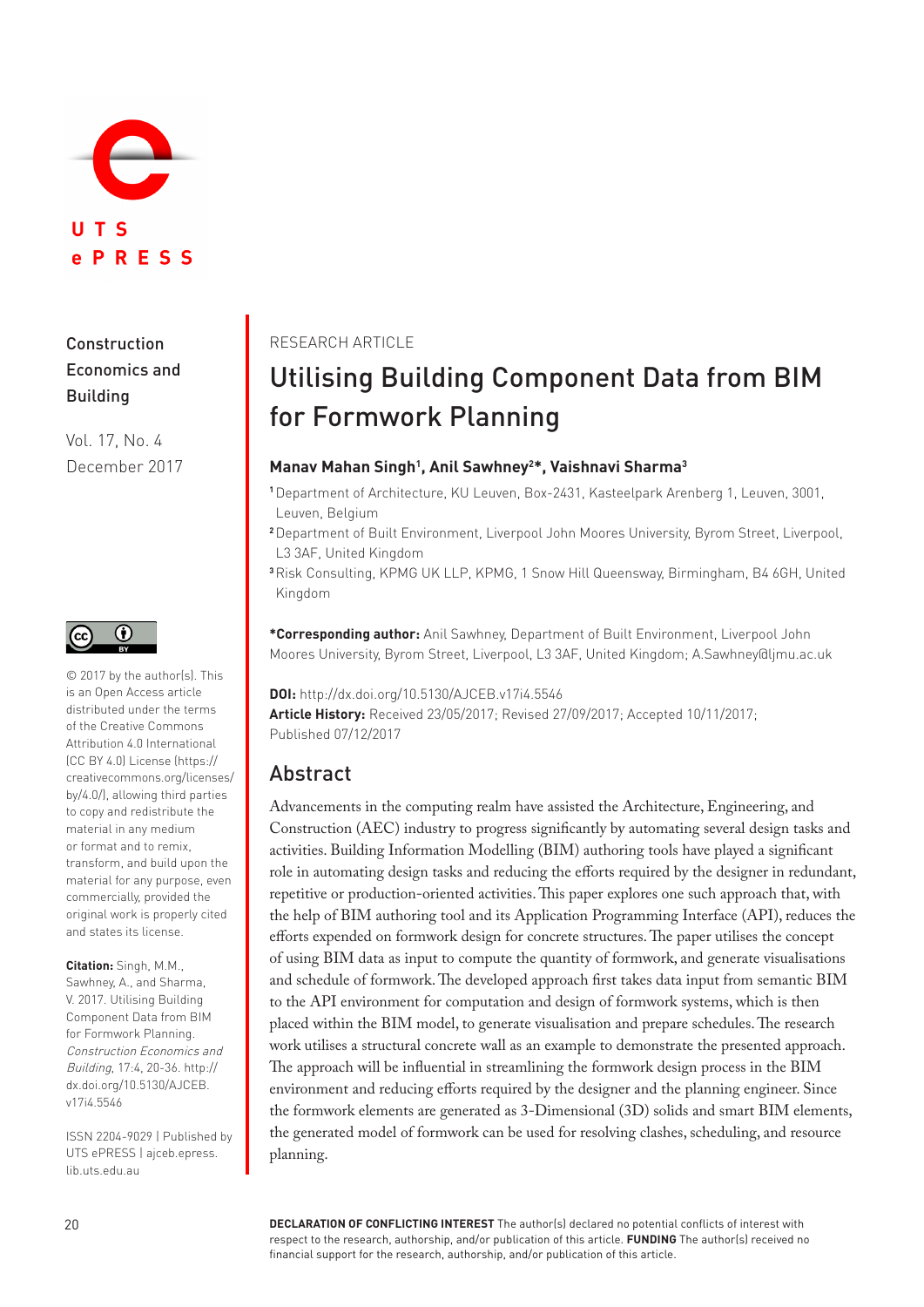Construction Economics and Building

Vol. 17, No. 4
December 2017

© 2017 by the author(s). This is an Open Access article distributed under the terms of the Creative Commons Attribution 4.0 International (CC BY 4.0) License (https://creativecommons.org/licenses/by/4.0/), allowing third parties to copy and redistribute the material in any medium or format and to remix, transform, and build upon the material for any purpose, even commercially, provided the original work is properly cited and states its license.

**Citation:** Singh, M.M., Sawhney, A., and Sharma, V. 2017. Utilising Building Component Data from BIM for Formwork Planning. *Construction Economics and Building*, 17:4, 20-36. http://dx.doi.org/10.5130/AJCEB.v17i4.5546

ISSN 2204-9029 | Published by UTS ePRESS | ajceb.epress.lib.uts.edu.au

RESEARCH ARTICLE

# Utilising Building Component Data from BIM for Formwork Planning

**Manav Mahan Singh[1], Anil Sawhney[2]*, Vaishnavi Sharma[3]**

[1] Department of Architecture, KU Leuven, Box-2431, Kasteelpark Arenberg 1, Leuven, 3001, Leuven, Belgium

[2] Department of Built Environment, Liverpool John Moores University, Byrom Street, Liverpool, L3 3AF, United Kingdom

[3] Risk Consulting, KPMG UK LLP, KPMG, 1 Snow Hill Queensway, Birmingham, B4 6GH, United Kingdom

***Corresponding author:** Anil Sawhney, Department of Built Environment, Liverpool John Moores University, Byrom Street, Liverpool, L3 3AF, United Kingdom; A.Sawhney@ljmu.ac.uk

**DOI:** http://dx.doi.org/10.5130/AJCEB.v17i4.5546
**Article History:** Received 23/05/2017; Revised 27/09/2017; Accepted 10/11/2017; Published 07/12/2017

## Abstract

Advancements in the computing realm have assisted the Architecture, Engineering, and Construction (AEC) industry to progress significantly by automating several design tasks and activities. Building Information Modelling (BIM) authoring tools have played a significant role in automating design tasks and reducing the efforts required by the designer in redundant, repetitive or production-oriented activities. This paper explores one such approach that, with the help of BIM authoring tool and its Application Programming Interface (API), reduces the efforts expended on formwork design for concrete structures. The paper utilises the concept of using BIM data as input to compute the quantity of formwork, and generate visualisations and schedule of formwork. The developed approach first takes data input from semantic BIM to the API environment for computation and design of formwork systems, which is then placed within the BIM model, to generate visualisation and prepare schedules. The research work utilises a structural concrete wall as an example to demonstrate the presented approach. The approach will be influential in streamlining the formwork design process in the BIM environment and reducing efforts required by the designer and the planning engineer. Since the formwork elements are generated as 3-Dimensional (3D) solids and smart BIM elements, the generated model of formwork can be used for resolving clashes, scheduling, and resource planning.

**DECLARATION OF CONFLICTING INTEREST** The author(s) declared no potential conflicts of interest with respect to the research, authorship, and/or publication of this article. **FUNDING** The author(s) received no financial support for the research, authorship, and/or publication of this article.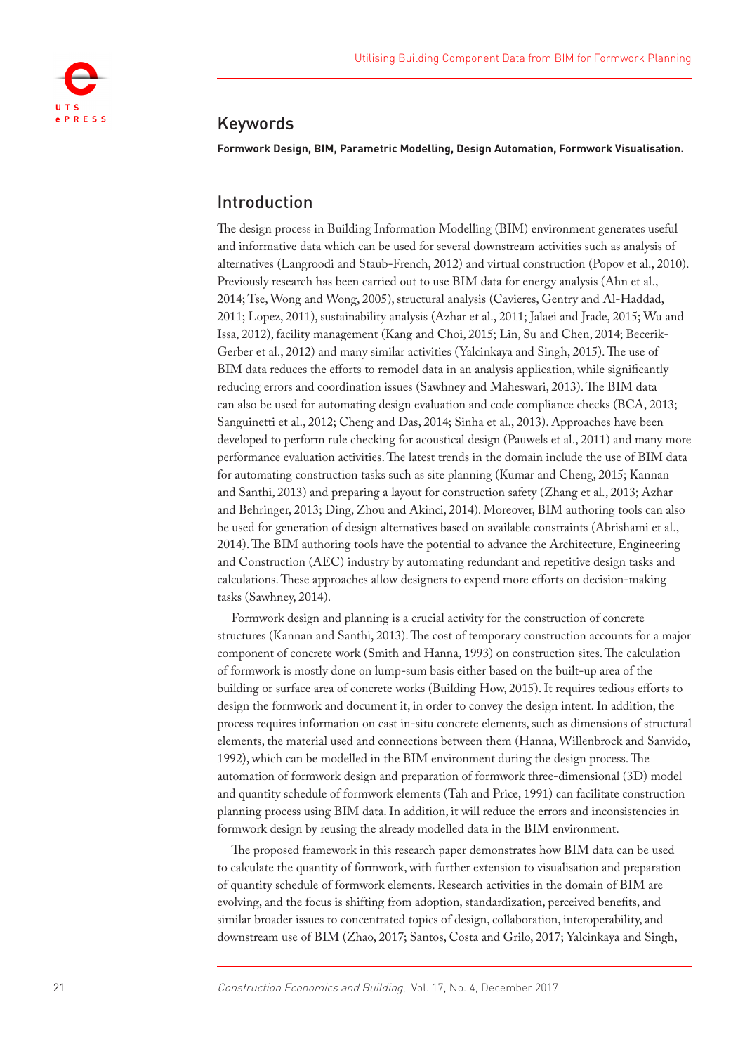## Keywords

**Formwork Design, BIM, Parametric Modelling, Design Automation, Formwork Visualisation.**

## Introduction

The design process in Building Information Modelling (BIM) environment generates useful and informative data which can be used for several downstream activities such as analysis of alternatives (Langroodi and Staub-French, 2012) and virtual construction (Popov et al., 2010). Previously research has been carried out to use BIM data for energy analysis (Ahn et al., 2014; Tse, Wong and Wong, 2005), structural analysis (Cavieres, Gentry and Al-Haddad, 2011; Lopez, 2011), sustainability analysis (Azhar et al., 2011; Jalaei and Jrade, 2015; Wu and Issa, 2012), facility management (Kang and Choi, 2015; Lin, Su and Chen, 2014; Becerik-Gerber et al., 2012) and many similar activities (Yalcinkaya and Singh, 2015). The use of BIM data reduces the efforts to remodel data in an analysis application, while significantly reducing errors and coordination issues (Sawhney and Maheswari, 2013). The BIM data can also be used for automating design evaluation and code compliance checks (BCA, 2013; Sanguinetti et al., 2012; Cheng and Das, 2014; Sinha et al., 2013). Approaches have been developed to perform rule checking for acoustical design (Pauwels et al., 2011) and many more performance evaluation activities. The latest trends in the domain include the use of BIM data for automating construction tasks such as site planning (Kumar and Cheng, 2015; Kannan and Santhi, 2013) and preparing a layout for construction safety (Zhang et al., 2013; Azhar and Behringer, 2013; Ding, Zhou and Akinci, 2014). Moreover, BIM authoring tools can also be used for generation of design alternatives based on available constraints (Abrishami et al., 2014). The BIM authoring tools have the potential to advance the Architecture, Engineering and Construction (AEC) industry by automating redundant and repetitive design tasks and calculations. These approaches allow designers to expend more efforts on decision-making tasks (Sawhney, 2014).

Formwork design and planning is a crucial activity for the construction of concrete structures (Kannan and Santhi, 2013). The cost of temporary construction accounts for a major component of concrete work (Smith and Hanna, 1993) on construction sites. The calculation of formwork is mostly done on lump-sum basis either based on the built-up area of the building or surface area of concrete works (Building How, 2015). It requires tedious efforts to design the formwork and document it, in order to convey the design intent. In addition, the process requires information on cast in-situ concrete elements, such as dimensions of structural elements, the material used and connections between them (Hanna, Willenbrock and Sanvido, 1992), which can be modelled in the BIM environment during the design process. The automation of formwork design and preparation of formwork three-dimensional (3D) model and quantity schedule of formwork elements (Tah and Price, 1991) can facilitate construction planning process using BIM data. In addition, it will reduce the errors and inconsistencies in formwork design by reusing the already modelled data in the BIM environment.

The proposed framework in this research paper demonstrates how BIM data can be used to calculate the quantity of formwork, with further extension to visualisation and preparation of quantity schedule of formwork elements. Research activities in the domain of BIM are evolving, and the focus is shifting from adoption, standardization, perceived benefits, and similar broader issues to concentrated topics of design, collaboration, interoperability, and downstream use of BIM (Zhao, 2017; Santos, Costa and Grilo, 2017; Yalcinkaya and Singh,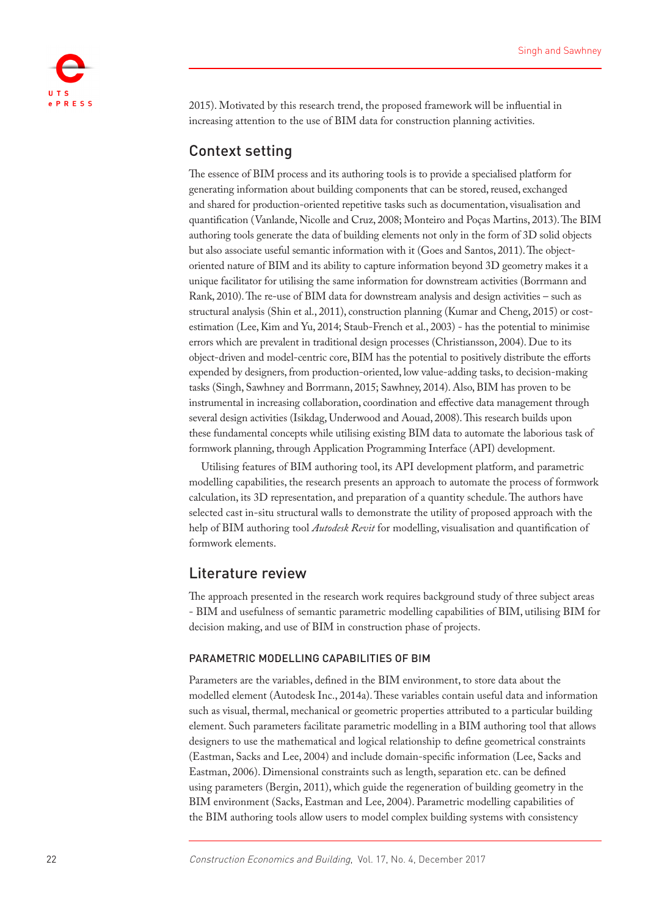2015). Motivated by this research trend, the proposed framework will be influential in increasing attention to the use of BIM data for construction planning activities.

## Context setting

The essence of BIM process and its authoring tools is to provide a specialised platform for generating information about building components that can be stored, reused, exchanged and shared for production-oriented repetitive tasks such as documentation, visualisation and quantification (Vanlande, Nicolle and Cruz, 2008; Monteiro and Poças Martins, 2013). The BIM authoring tools generate the data of building elements not only in the form of 3D solid objects but also associate useful semantic information with it (Goes and Santos, 2011). The object-oriented nature of BIM and its ability to capture information beyond 3D geometry makes it a unique facilitator for utilising the same information for downstream activities (Borrmann and Rank, 2010). The re-use of BIM data for downstream analysis and design activities – such as structural analysis (Shin et al., 2011), construction planning (Kumar and Cheng, 2015) or cost-estimation (Lee, Kim and Yu, 2014; Staub-French et al., 2003) - has the potential to minimise errors which are prevalent in traditional design processes (Christiansson, 2004). Due to its object-driven and model-centric core, BIM has the potential to positively distribute the efforts expended by designers, from production-oriented, low value-adding tasks, to decision-making tasks (Singh, Sawhney and Borrmann, 2015; Sawhney, 2014). Also, BIM has proven to be instrumental in increasing collaboration, coordination and effective data management through several design activities (Isikdag, Underwood and Aouad, 2008). This research builds upon these fundamental concepts while utilising existing BIM data to automate the laborious task of formwork planning, through Application Programming Interface (API) development.

Utilising features of BIM authoring tool, its API development platform, and parametric modelling capabilities, the research presents an approach to automate the process of formwork calculation, its 3D representation, and preparation of a quantity schedule. The authors have selected cast in-situ structural walls to demonstrate the utility of proposed approach with the help of BIM authoring tool *Autodesk Revit* for modelling, visualisation and quantification of formwork elements.

## Literature review

The approach presented in the research work requires background study of three subject areas - BIM and usefulness of semantic parametric modelling capabilities of BIM, utilising BIM for decision making, and use of BIM in construction phase of projects.

### PARAMETRIC MODELLING CAPABILITIES OF BIM

Parameters are the variables, defined in the BIM environment, to store data about the modelled element (Autodesk Inc., 2014a). These variables contain useful data and information such as visual, thermal, mechanical or geometric properties attributed to a particular building element. Such parameters facilitate parametric modelling in a BIM authoring tool that allows designers to use the mathematical and logical relationship to define geometrical constraints (Eastman, Sacks and Lee, 2004) and include domain-specific information (Lee, Sacks and Eastman, 2006). Dimensional constraints such as length, separation etc. can be defined using parameters (Bergin, 2011), which guide the regeneration of building geometry in the BIM environment (Sacks, Eastman and Lee, 2004). Parametric modelling capabilities of the BIM authoring tools allow users to model complex building systems with consistency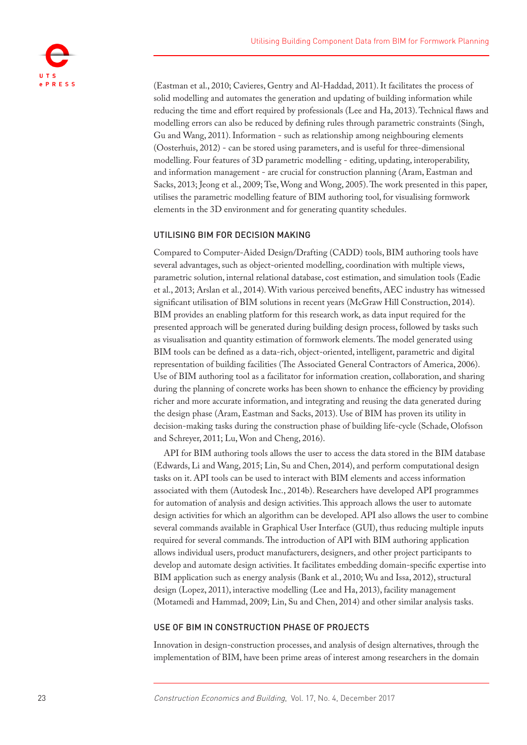(Eastman et al., 2010; Cavieres, Gentry and Al-Haddad, 2011). It facilitates the process of solid modelling and automates the generation and updating of building information while reducing the time and effort required by professionals (Lee and Ha, 2013). Technical flaws and modelling errors can also be reduced by defining rules through parametric constraints (Singh, Gu and Wang, 2011). Information - such as relationship among neighbouring elements (Oosterhuis, 2012) - can be stored using parameters, and is useful for three-dimensional modelling. Four features of 3D parametric modelling - editing, updating, interoperability, and information management - are crucial for construction planning (Aram, Eastman and Sacks, 2013; Jeong et al., 2009; Tse, Wong and Wong, 2005). The work presented in this paper, utilises the parametric modelling feature of BIM authoring tool, for visualising formwork elements in the 3D environment and for generating quantity schedules.

## UTILISING BIM FOR DECISION MAKING

Compared to Computer-Aided Design/Drafting (CADD) tools, BIM authoring tools have several advantages, such as object-oriented modelling, coordination with multiple views, parametric solution, internal relational database, cost estimation, and simulation tools (Eadie et al., 2013; Arslan et al., 2014). With various perceived benefits, AEC industry has witnessed significant utilisation of BIM solutions in recent years (McGraw Hill Construction, 2014). BIM provides an enabling platform for this research work, as data input required for the presented approach will be generated during building design process, followed by tasks such as visualisation and quantity estimation of formwork elements. The model generated using BIM tools can be defined as a data-rich, object-oriented, intelligent, parametric and digital representation of building facilities (The Associated General Contractors of America, 2006). Use of BIM authoring tool as a facilitator for information creation, collaboration, and sharing during the planning of concrete works has been shown to enhance the efficiency by providing richer and more accurate information, and integrating and reusing the data generated during the design phase (Aram, Eastman and Sacks, 2013). Use of BIM has proven its utility in decision-making tasks during the construction phase of building life-cycle (Schade, Olofsson and Schreyer, 2011; Lu, Won and Cheng, 2016).

API for BIM authoring tools allows the user to access the data stored in the BIM database (Edwards, Li and Wang, 2015; Lin, Su and Chen, 2014), and perform computational design tasks on it. API tools can be used to interact with BIM elements and access information associated with them (Autodesk Inc., 2014b). Researchers have developed API programmes for automation of analysis and design activities. This approach allows the user to automate design activities for which an algorithm can be developed. API also allows the user to combine several commands available in Graphical User Interface (GUI), thus reducing multiple inputs required for several commands. The introduction of API with BIM authoring application allows individual users, product manufacturers, designers, and other project participants to develop and automate design activities. It facilitates embedding domain-specific expertise into BIM application such as energy analysis (Bank et al., 2010; Wu and Issa, 2012), structural design (Lopez, 2011), interactive modelling (Lee and Ha, 2013), facility management (Motamedi and Hammad, 2009; Lin, Su and Chen, 2014) and other similar analysis tasks.

## USE OF BIM IN CONSTRUCTION PHASE OF PROJECTS

Innovation in design-construction processes, and analysis of design alternatives, through the implementation of BIM, have been prime areas of interest among researchers in the domain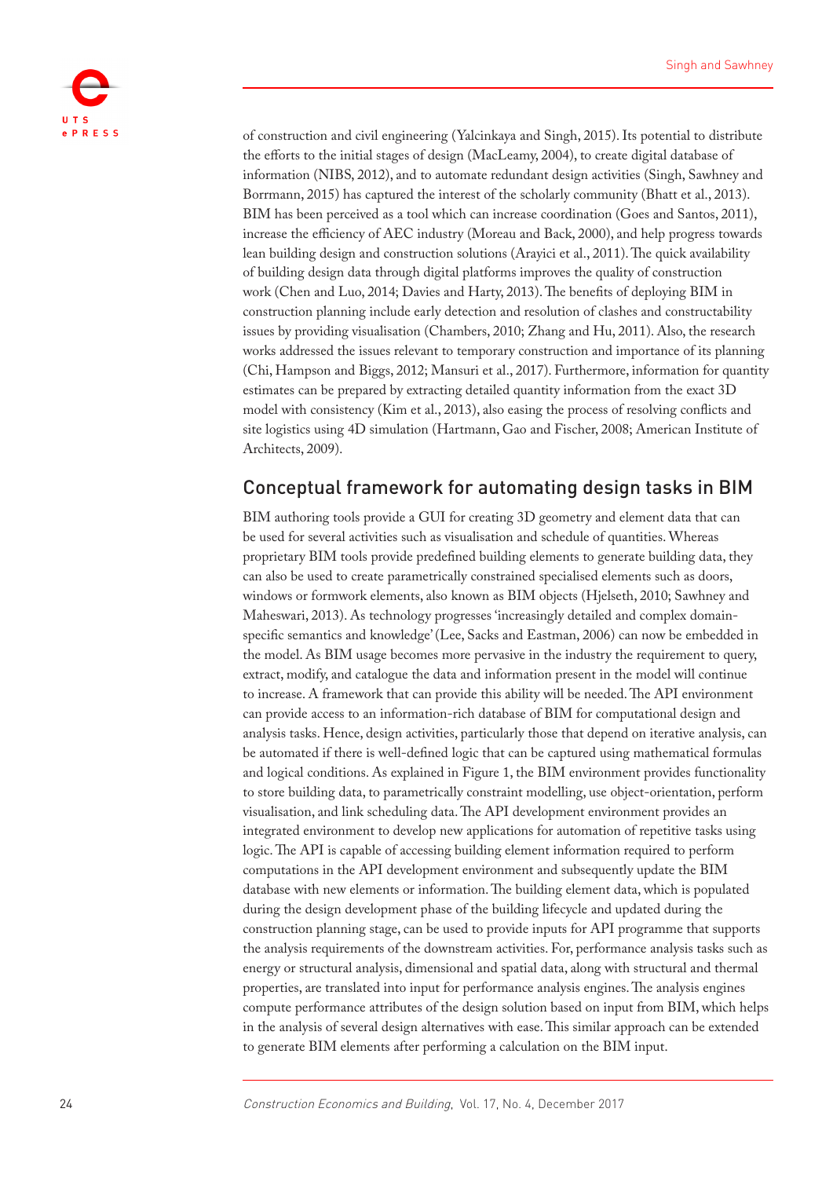of construction and civil engineering (Yalcinkaya and Singh, 2015). Its potential to distribute the efforts to the initial stages of design (MacLeamy, 2004), to create digital database of information (NIBS, 2012), and to automate redundant design activities (Singh, Sawhney and Borrmann, 2015) has captured the interest of the scholarly community (Bhatt et al., 2013). BIM has been perceived as a tool which can increase coordination (Goes and Santos, 2011), increase the efficiency of AEC industry (Moreau and Back, 2000), and help progress towards lean building design and construction solutions (Arayici et al., 2011). The quick availability of building design data through digital platforms improves the quality of construction work (Chen and Luo, 2014; Davies and Harty, 2013). The benefits of deploying BIM in construction planning include early detection and resolution of clashes and constructability issues by providing visualisation (Chambers, 2010; Zhang and Hu, 2011). Also, the research works addressed the issues relevant to temporary construction and importance of its planning (Chi, Hampson and Biggs, 2012; Mansuri et al., 2017). Furthermore, information for quantity estimates can be prepared by extracting detailed quantity information from the exact 3D model with consistency (Kim et al., 2013), also easing the process of resolving conflicts and site logistics using 4D simulation (Hartmann, Gao and Fischer, 2008; American Institute of Architects, 2009).

## Conceptual framework for automating design tasks in BIM

BIM authoring tools provide a GUI for creating 3D geometry and element data that can be used for several activities such as visualisation and schedule of quantities. Whereas proprietary BIM tools provide predefined building elements to generate building data, they can also be used to create parametrically constrained specialised elements such as doors, windows or formwork elements, also known as BIM objects (Hjelseth, 2010; Sawhney and Maheswari, 2013). As technology progresses 'increasingly detailed and complex domain-specific semantics and knowledge' (Lee, Sacks and Eastman, 2006) can now be embedded in the model. As BIM usage becomes more pervasive in the industry the requirement to query, extract, modify, and catalogue the data and information present in the model will continue to increase. A framework that can provide this ability will be needed. The API environment can provide access to an information-rich database of BIM for computational design and analysis tasks. Hence, design activities, particularly those that depend on iterative analysis, can be automated if there is well-defined logic that can be captured using mathematical formulas and logical conditions. As explained in Figure 1, the BIM environment provides functionality to store building data, to parametrically constraint modelling, use object-orientation, perform visualisation, and link scheduling data. The API development environment provides an integrated environment to develop new applications for automation of repetitive tasks using logic. The API is capable of accessing building element information required to perform computations in the API development environment and subsequently update the BIM database with new elements or information. The building element data, which is populated during the design development phase of the building lifecycle and updated during the construction planning stage, can be used to provide inputs for API programme that supports the analysis requirements of the downstream activities. For, performance analysis tasks such as energy or structural analysis, dimensional and spatial data, along with structural and thermal properties, are translated into input for performance analysis engines. The analysis engines compute performance attributes of the design solution based on input from BIM, which helps in the analysis of several design alternatives with ease. This similar approach can be extended to generate BIM elements after performing a calculation on the BIM input.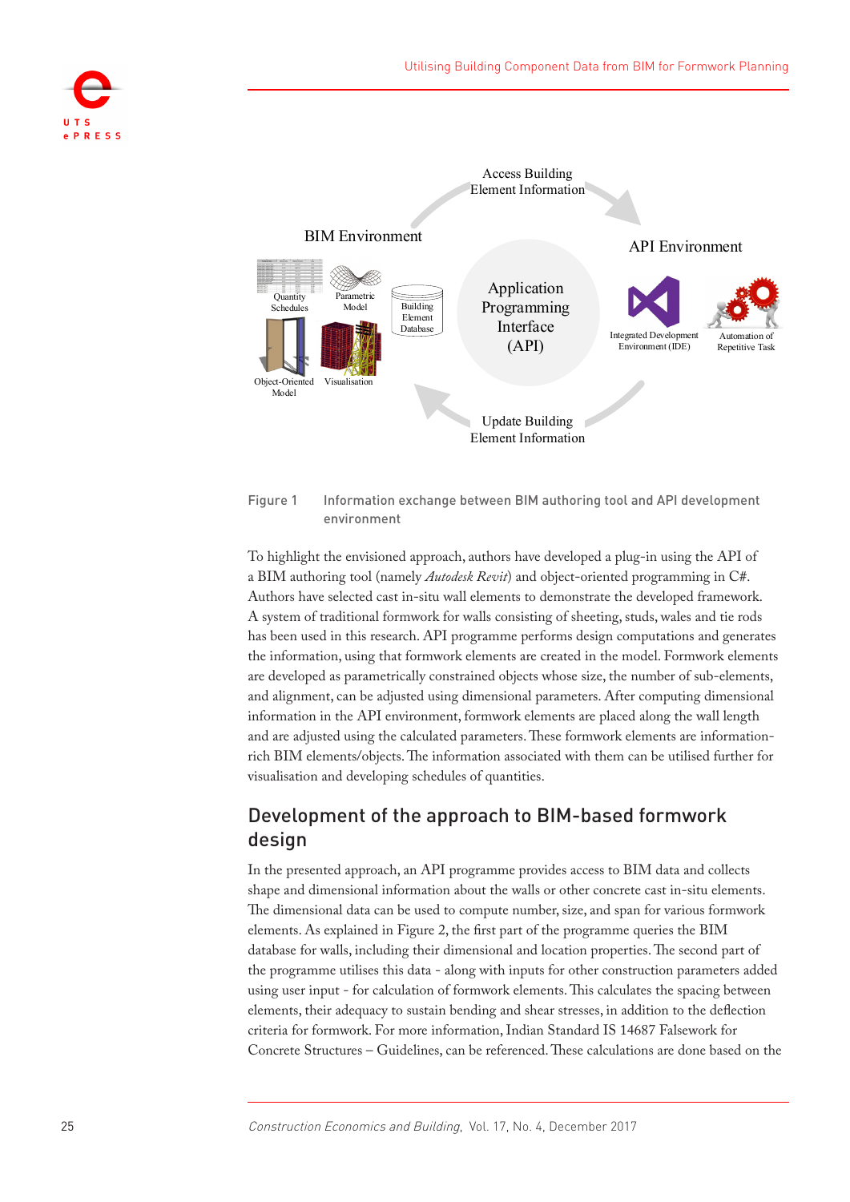Figure 1 Information exchange between BIM authoring tool and API development environment

To highlight the envisioned approach, authors have developed a plug-in using the API of a BIM authoring tool (namely *Autodesk Revit*) and object-oriented programming in C#. Authors have selected cast in-situ wall elements to demonstrate the developed framework. A system of traditional formwork for walls consisting of sheeting, studs, wales and tie rods has been used in this research. API programme performs design computations and generates the information, using that formwork elements are created in the model. Formwork elements are developed as parametrically constrained objects whose size, the number of sub-elements, and alignment, can be adjusted using dimensional parameters. After computing dimensional information in the API environment, formwork elements are placed along the wall length and are adjusted using the calculated parameters. These formwork elements are information-rich BIM elements/objects. The information associated with them can be utilised further for visualisation and developing schedules of quantities.

## Development of the approach to BIM-based formwork design

In the presented approach, an API programme provides access to BIM data and collects shape and dimensional information about the walls or other concrete cast in-situ elements. The dimensional data can be used to compute number, size, and span for various formwork elements. As explained in Figure 2, the first part of the programme queries the BIM database for walls, including their dimensional and location properties. The second part of the programme utilises this data - along with inputs for other construction parameters added using user input - for calculation of formwork elements. This calculates the spacing between elements, their adequacy to sustain bending and shear stresses, in addition to the deflection criteria for formwork. For more information, Indian Standard IS 14687 Falsework for Concrete Structures – Guidelines, can be referenced. These calculations are done based on the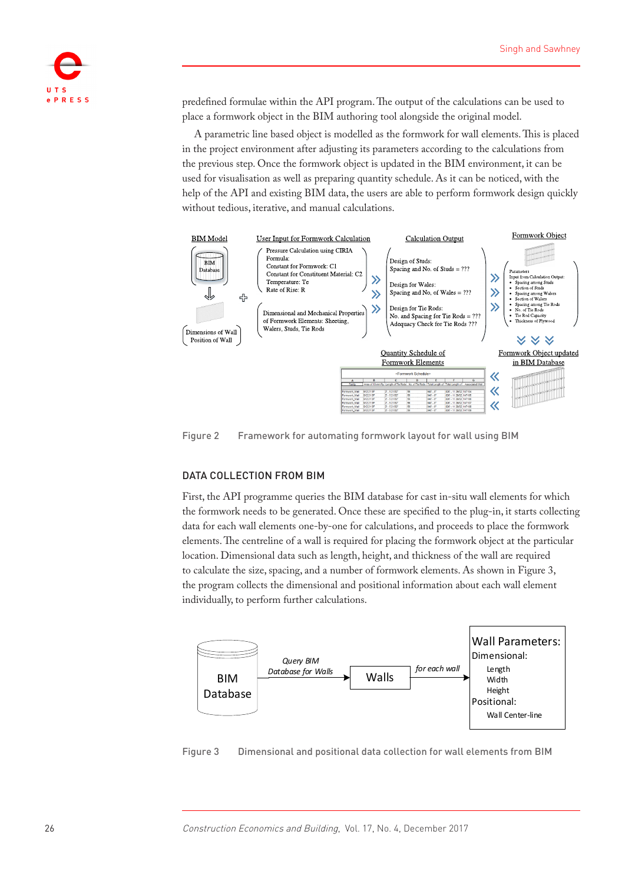predefined formulae within the API program. The output of the calculations can be used to place a formwork object in the BIM authoring tool alongside the original model.

A parametric line based object is modelled as the formwork for wall elements. This is placed in the project environment after adjusting its parameters according to the calculations from the previous step. Once the formwork object is updated in the BIM environment, it can be used for visualisation as well as preparing quantity schedule. As it can be noticed, with the help of the API and existing BIM data, the users are able to perform formwork design quickly without tedious, iterative, and manual calculations.

Figure 2 Framework for automating formwork layout for wall using BIM

## DATA COLLECTION FROM BIM

First, the API programme queries the BIM database for cast in-situ wall elements for which the formwork needs to be generated. Once these are specified to the plug-in, it starts collecting data for each wall elements one-by-one for calculations, and proceeds to place the formwork elements. The centreline of a wall is required for placing the formwork object at the particular location. Dimensional data such as length, height, and thickness of the wall are required to calculate the size, spacing, and a number of formwork elements. As shown in Figure 3, the program collects the dimensional and positional information about each wall element individually, to perform further calculations.

Figure 3 Dimensional and positional data collection for wall elements from BIM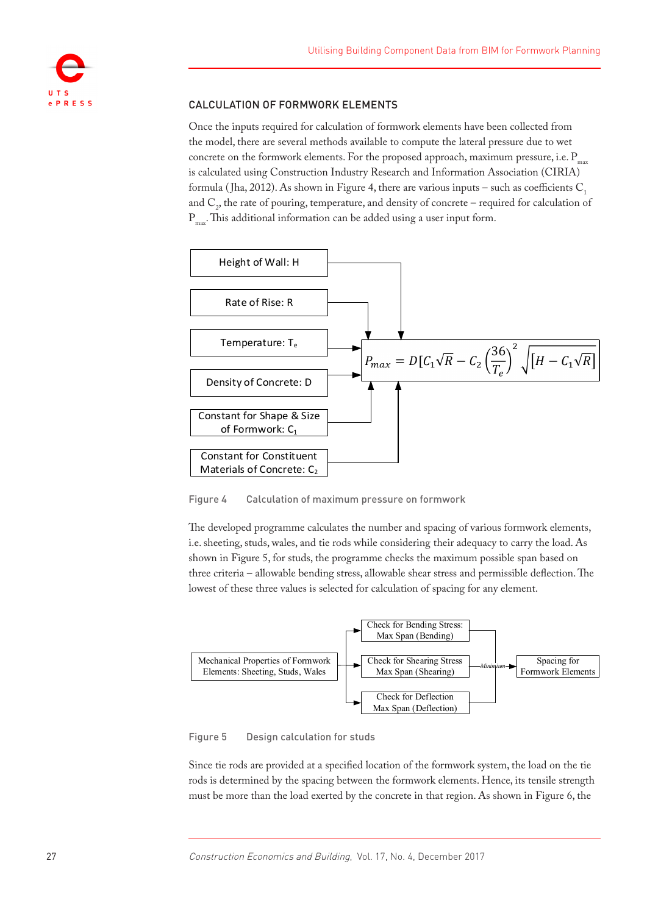## CALCULATION OF FORMWORK ELEMENTS

Once the inputs required for calculation of formwork elements have been collected from the model, there are several methods available to compute the lateral pressure due to wet concrete on the formwork elements. For the proposed approach, maximum pressure, i.e. $P_{max}$ is calculated using Construction Industry Research and Information Association (CIRIA) formula (Jha, 2012). As shown in Figure 4, there are various inputs – such as coefficients $C_1$ and $C_2$, the rate of pouring, temperature, and density of concrete – required for calculation of $P_{max}$. This additional information can be added using a user input form.

Height of Wall: H

Rate of Rise: R

Temperature: $T_e$

Density of Concrete: D

Constant for Shape & Size of Formwork: $C_1$

Constant for Constituent Materials of Concrete: $C_2$

$$P_{max} = D[C_1\sqrt{R} - C_2\left(\frac{36}{T_e}\right)^2\sqrt{[H - C_1\sqrt{R}]}$$

Figure 4 Calculation of maximum pressure on formwork

The developed programme calculates the number and spacing of various formwork elements, i.e. sheeting, studs, wales, and tie rods while considering their adequacy to carry the load. As shown in Figure 5, for studs, the programme checks the maximum possible span based on three criteria – allowable bending stress, allowable shear stress and permissible deflection. The lowest of these three values is selected for calculation of spacing for any element.

Mechanical Properties of Formwork Elements: Sheeting, Studs, Wales

Check for Bending Stress: Max Span (Bending)

Check for Shearing Stress Max Span (Shearing)

Check for Deflection Max Span (Deflection)

Minimum

Spacing for Formwork Elements

Figure 5 Design calculation for studs

Since tie rods are provided at a specified location of the formwork system, the load on the tie rods is determined by the spacing between the formwork elements. Hence, its tensile strength must be more than the load exerted by the concrete in that region. As shown in Figure 6, the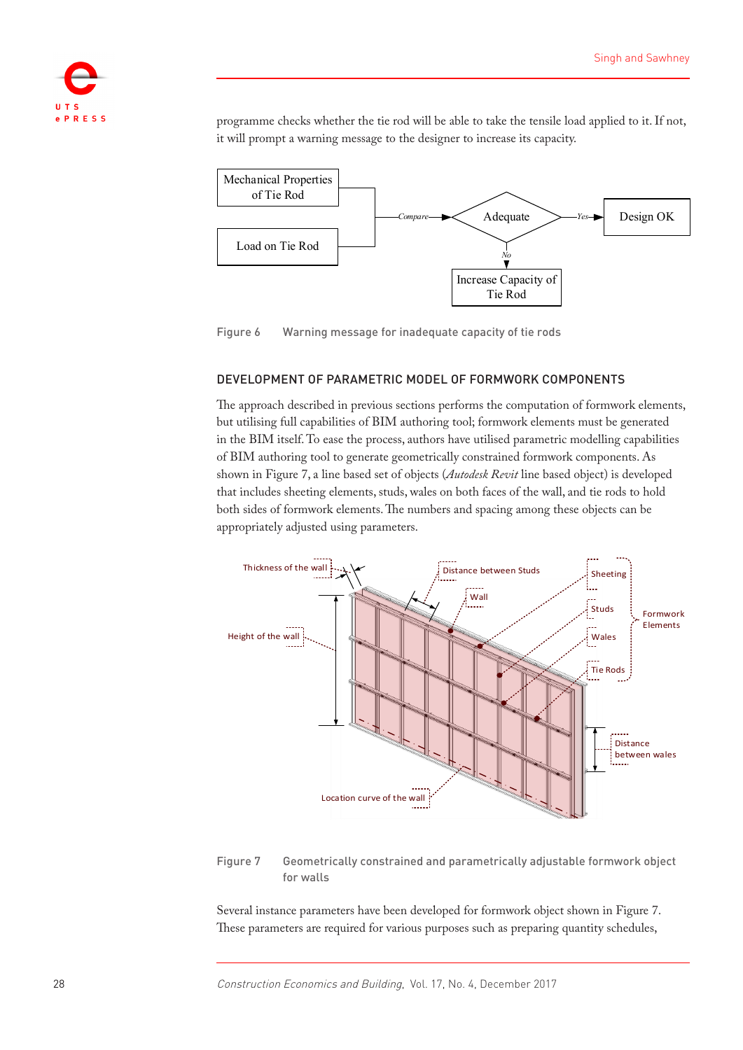programme checks whether the tie rod will be able to take the tensile load applied to it. If not, it will prompt a warning message to the designer to increase its capacity.

Figure 6 Warning message for inadequate capacity of tie rods

## DEVELOPMENT OF PARAMETRIC MODEL OF FORMWORK COMPONENTS

The approach described in previous sections performs the computation of formwork elements, but utilising full capabilities of BIM authoring tool; formwork elements must be generated in the BIM itself. To ease the process, authors have utilised parametric modelling capabilities of BIM authoring tool to generate geometrically constrained formwork components. As shown in Figure 7, a line based set of objects (*Autodesk Revit* line based object) is developed that includes sheeting elements, studs, wales on both faces of the wall, and tie rods to hold both sides of formwork elements. The numbers and spacing among these objects can be appropriately adjusted using parameters.

Figure 7 Geometrically constrained and parametrically adjustable formwork object for walls

Several instance parameters have been developed for formwork object shown in Figure 7. These parameters are required for various purposes such as preparing quantity schedules,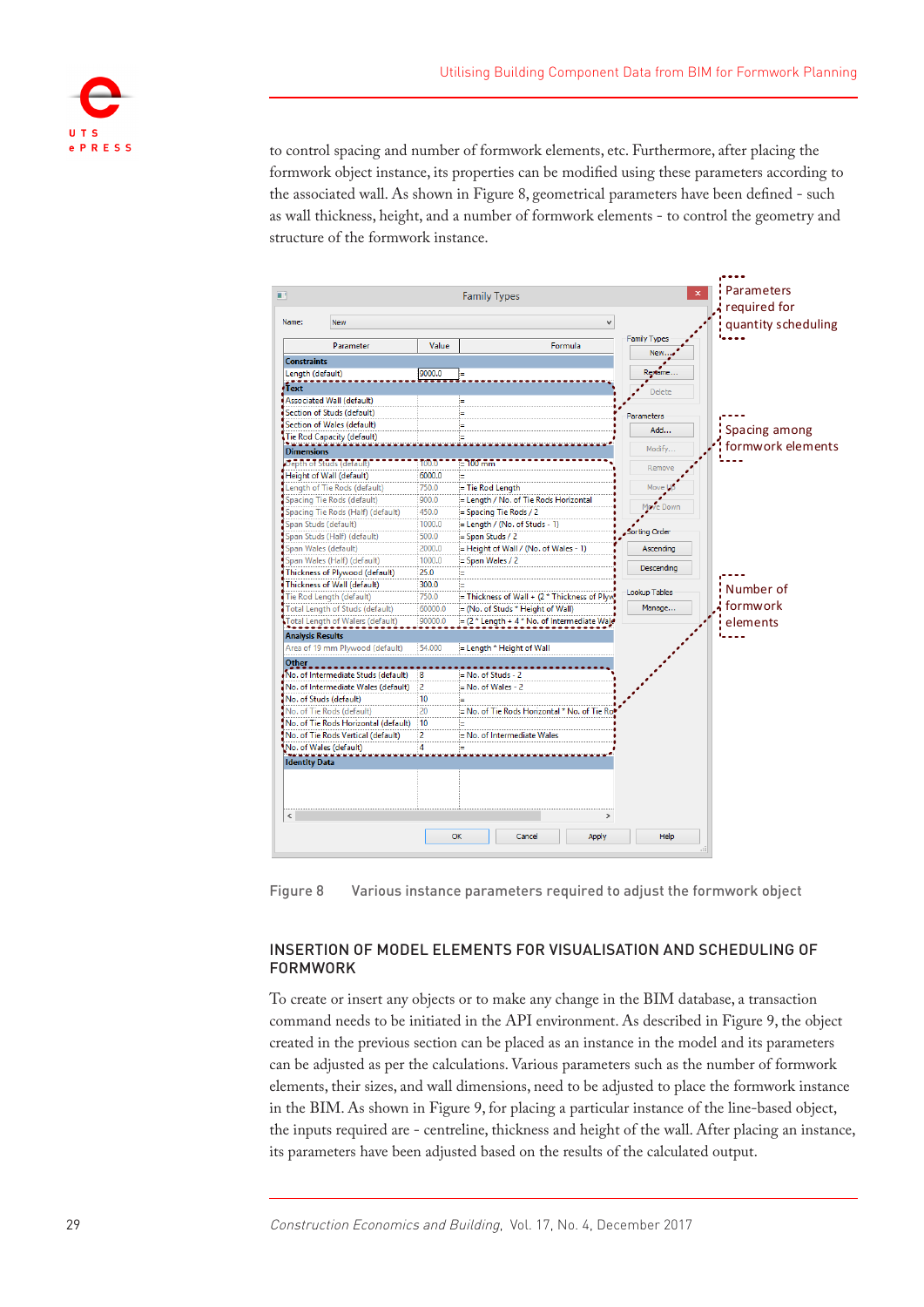to control spacing and number of formwork elements, etc. Furthermore, after placing the formwork object instance, its properties can be modified using these parameters according to the associated wall. As shown in Figure 8, geometrical parameters have been defined - such as wall thickness, height, and a number of formwork elements - to control the geometry and structure of the formwork instance.

Figure 8 Various instance parameters required to adjust the formwork object

## INSERTION OF MODEL ELEMENTS FOR VISUALISATION AND SCHEDULING OF FORMWORK

To create or insert any objects or to make any change in the BIM database, a transaction command needs to be initiated in the API environment. As described in Figure 9, the object created in the previous section can be placed as an instance in the model and its parameters can be adjusted as per the calculations. Various parameters such as the number of formwork elements, their sizes, and wall dimensions, need to be adjusted to place the formwork instance in the BIM. As shown in Figure 9, for placing a particular instance of the line-based object, the inputs required are - centreline, thickness and height of the wall. After placing an instance, its parameters have been adjusted based on the results of the calculated output.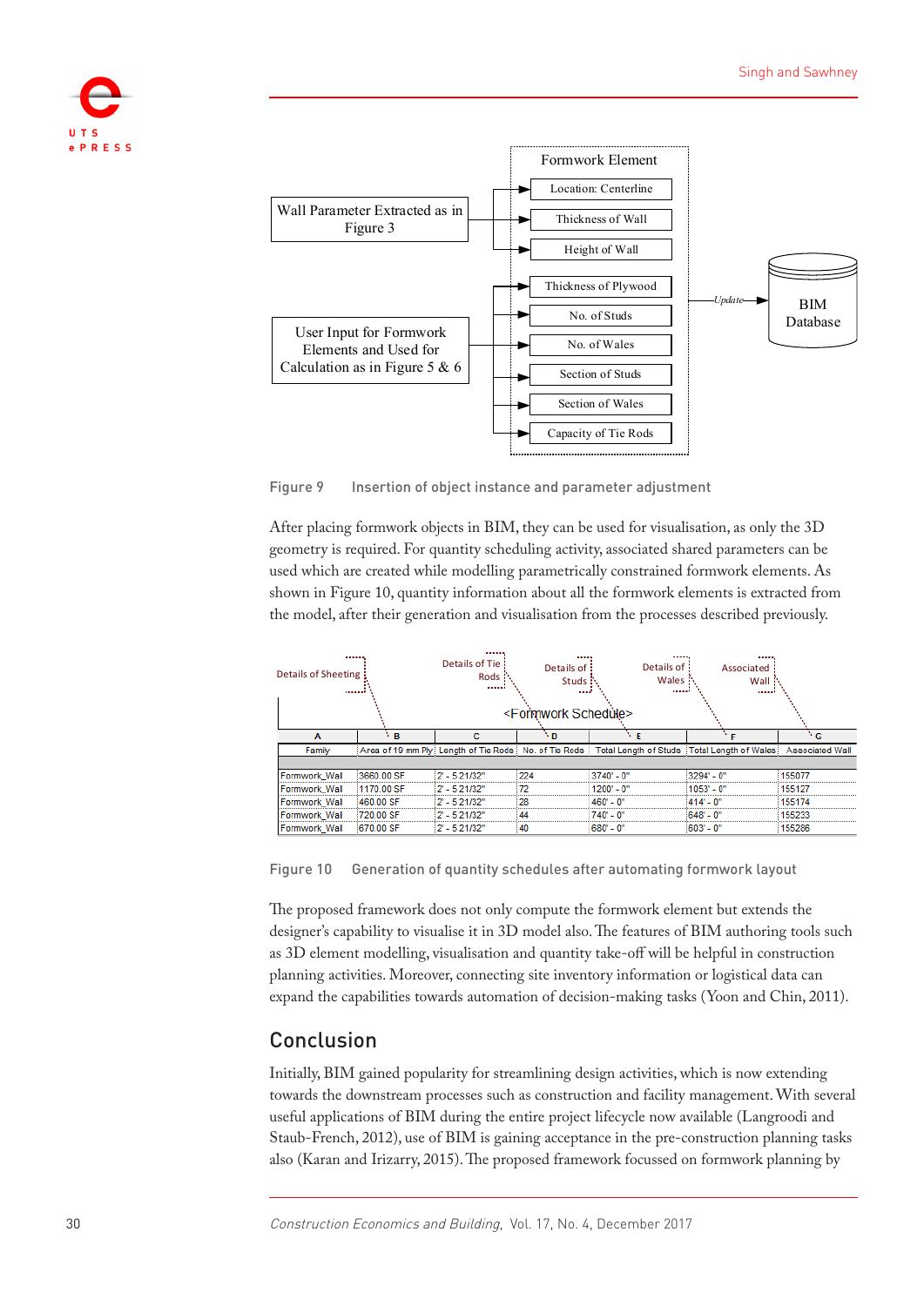Figure 9 Insertion of object instance and parameter adjustment

After placing formwork objects in BIM, they can be used for visualisation, as only the 3D geometry is required. For quantity scheduling activity, associated shared parameters can be used which are created while modelling parametrically constrained formwork elements. As shown in Figure 10, quantity information about all the formwork elements is extracted from the model, after their generation and visualisation from the processes described previously.

| A | B | C | D | E | F | G |
|---|---|---|---|---|---|---|
| Family | Area of 19 mm Ply | Length of Tie Rods | No. of Tie Rods | Total Length of Studs | Total Length of Wales | Associated Wall |
| Formwork_Wall | 3660.00 SF | 2' - 5 21/32" | 224 | 3740' - 0" | 3294' - 0" | 155077 |
| Formwork_Wall | 1170.00 SF | 2' - 5 21/32" | 72 | 1200' - 0" | 1053' - 0" | 155127 |
| Formwork_Wall | 460.00 SF | 2' - 5 21/32" | 28 | 460' - 0" | 414' - 0" | 155174 |
| Formwork_Wall | 720.00 SF | 2' - 5 21/32" | 44 | 740' - 0" | 648' - 0" | 155233 |
| Formwork_Wall | 670.00 SF | 2' - 5 21/32" | 40 | 680' - 0" | 603' - 0" | 155286 |

Figure 10 Generation of quantity schedules after automating formwork layout

The proposed framework does not only compute the formwork element but extends the designer's capability to visualise it in 3D model also. The features of BIM authoring tools such as 3D element modelling, visualisation and quantity take-off will be helpful in construction planning activities. Moreover, connecting site inventory information or logistical data can expand the capabilities towards automation of decision-making tasks (Yoon and Chin, 2011).

## Conclusion

Initially, BIM gained popularity for streamlining design activities, which is now extending towards the downstream processes such as construction and facility management. With several useful applications of BIM during the entire project lifecycle now available (Langroodi and Staub-French, 2012), use of BIM is gaining acceptance in the pre-construction planning tasks also (Karan and Irizarry, 2015). The proposed framework focussed on formwork planning by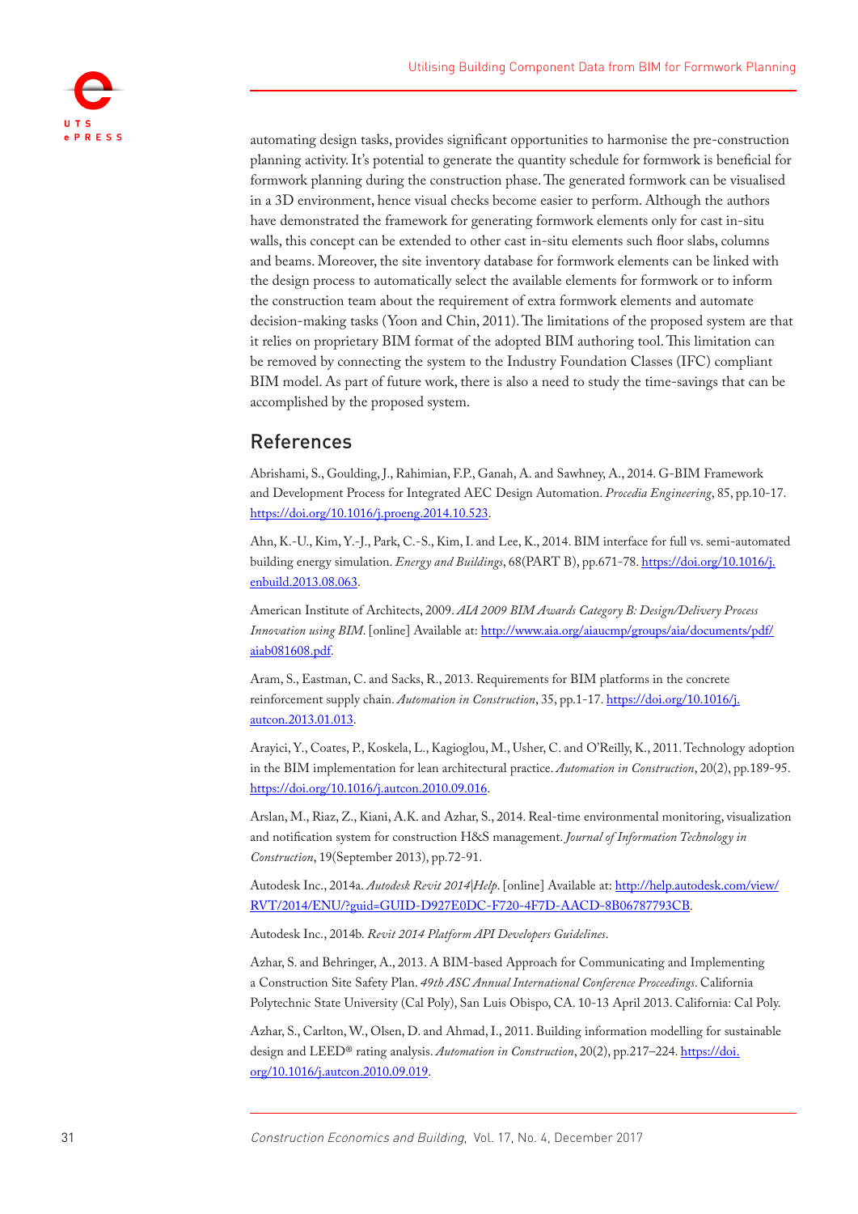automating design tasks, provides significant opportunities to harmonise the pre-construction planning activity. It's potential to generate the quantity schedule for formwork is beneficial for formwork planning during the construction phase. The generated formwork can be visualised in a 3D environment, hence visual checks become easier to perform. Although the authors have demonstrated the framework for generating formwork elements only for cast in-situ walls, this concept can be extended to other cast in-situ elements such floor slabs, columns and beams. Moreover, the site inventory database for formwork elements can be linked with the design process to automatically select the available elements for formwork or to inform the construction team about the requirement of extra formwork elements and automate decision-making tasks (Yoon and Chin, 2011). The limitations of the proposed system are that it relies on proprietary BIM format of the adopted BIM authoring tool. This limitation can be removed by connecting the system to the Industry Foundation Classes (IFC) compliant BIM model. As part of future work, there is also a need to study the time-savings that can be accomplished by the proposed system.

## References

Abrishami, S., Goulding, J., Rahimian, F.P., Ganah, A. and Sawhney, A., 2014. G-BIM Framework and Development Process for Integrated AEC Design Automation. *Procedia Engineering*, 85, pp.10-17. https://doi.org/10.1016/j.proeng.2014.10.523.

Ahn, K.-U., Kim, Y.-J., Park, C.-S., Kim, I. and Lee, K., 2014. BIM interface for full vs. semi-automated building energy simulation. *Energy and Buildings*, 68(PART B), pp.671-78. https://doi.org/10.1016/j.enbuild.2013.08.063.

American Institute of Architects, 2009. *AIA 2009 BIM Awards Category B: Design/Delivery Process Innovation using BIM*. [online] Available at: http://www.aia.org/aiaucmp/groups/aia/documents/pdf/aiab081608.pdf.

Aram, S., Eastman, C. and Sacks, R., 2013. Requirements for BIM platforms in the concrete reinforcement supply chain. *Automation in Construction*, 35, pp.1-17. https://doi.org/10.1016/j.autcon.2013.01.013.

Arayici, Y., Coates, P., Koskela, L., Kagioglou, M., Usher, C. and O'Reilly, K., 2011. Technology adoption in the BIM implementation for lean architectural practice. *Automation in Construction*, 20(2), pp.189-95. https://doi.org/10.1016/j.autcon.2010.09.016.

Arslan, M., Riaz, Z., Kiani, A.K. and Azhar, S., 2014. Real-time environmental monitoring, visualization and notification system for construction H&S management. *Journal of Information Technology in Construction*, 19(September 2013), pp.72-91.

Autodesk Inc., 2014a. *Autodesk Revit 2014|Help*. [online] Available at: http://help.autodesk.com/view/RVT/2014/ENU/?guid=GUID-D927E0DC-F720-4F7D-AACD-8B06787793CB.

Autodesk Inc., 2014b. *Revit 2014 Platform API Developers Guidelines*.

Azhar, S. and Behringer, A., 2013. A BIM-based Approach for Communicating and Implementing a Construction Site Safety Plan. *49th ASC Annual International Conference Proceedings*. California Polytechnic State University (Cal Poly), San Luis Obispo, CA. 10-13 April 2013. California: Cal Poly.

Azhar, S., Carlton, W., Olsen, D. and Ahmad, I., 2011. Building information modelling for sustainable design and LEED® rating analysis. *Automation in Construction*, 20(2), pp.217–224. https://doi.org/10.1016/j.autcon.2010.09.019.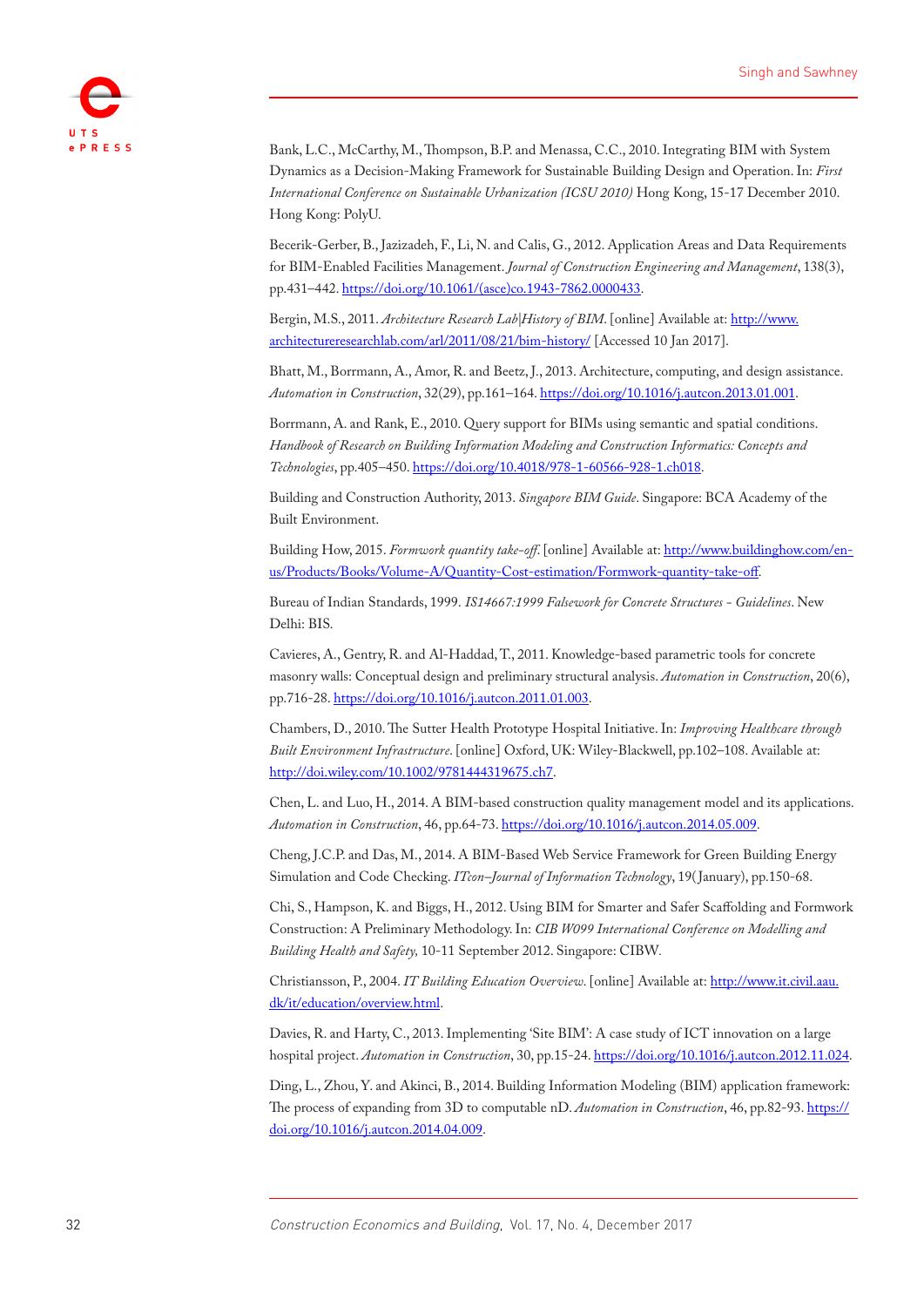Bank, L.C., McCarthy, M., Thompson, B.P. and Menassa, C.C., 2010. Integrating BIM with System Dynamics as a Decision-Making Framework for Sustainable Building Design and Operation. In: *First International Conference on Sustainable Urbanization (ICSU 2010)* Hong Kong, 15-17 December 2010. Hong Kong: PolyU.

Becerik-Gerber, B., Jazizadeh, F., Li, N. and Calis, G., 2012. Application Areas and Data Requirements for BIM-Enabled Facilities Management. *Journal of Construction Engineering and Management*, 138(3), pp.431–442. https://doi.org/10.1061/(asce)co.1943-7862.0000433.

Bergin, M.S., 2011. *Architecture Research Lab|History of BIM*. [online] Available at: http://www.architectureresearchlab.com/arl/2011/08/21/bim-history/ [Accessed 10 Jan 2017].

Bhatt, M., Borrmann, A., Amor, R. and Beetz, J., 2013. Architecture, computing, and design assistance. *Automation in Construction*, 32(29), pp.161–164. https://doi.org/10.1016/j.autcon.2013.01.001.

Borrmann, A. and Rank, E., 2010. Query support for BIMs using semantic and spatial conditions. *Handbook of Research on Building Information Modeling and Construction Informatics: Concepts and Technologies*, pp.405–450. https://doi.org/10.4018/978-1-60566-928-1.ch018.

Building and Construction Authority, 2013. *Singapore BIM Guide*. Singapore: BCA Academy of the Built Environment.

Building How, 2015. *Formwork quantity take-off.* [online] Available at: http://www.buildinghow.com/en-us/Products/Books/Volume-A/Quantity-Cost-estimation/Formwork-quantity-take-off.

Bureau of Indian Standards, 1999. *IS14667:1999 Falsework for Concrete Structures - Guidelines*. New Delhi: BIS.

Cavieres, A., Gentry, R. and Al-Haddad, T., 2011. Knowledge-based parametric tools for concrete masonry walls: Conceptual design and preliminary structural analysis. *Automation in Construction*, 20(6), pp.716-28. https://doi.org/10.1016/j.autcon.2011.01.003.

Chambers, D., 2010. The Sutter Health Prototype Hospital Initiative. In: *Improving Healthcare through Built Environment Infrastructure*. [online] Oxford, UK: Wiley-Blackwell, pp.102–108. Available at: http://doi.wiley.com/10.1002/9781444319675.ch7.

Chen, L. and Luo, H., 2014. A BIM-based construction quality management model and its applications. *Automation in Construction*, 46, pp.64-73. https://doi.org/10.1016/j.autcon.2014.05.009.

Cheng, J.C.P. and Das, M., 2014. A BIM-Based Web Service Framework for Green Building Energy Simulation and Code Checking. *ITcon–Journal of Information Technology*, 19(January), pp.150-68.

Chi, S., Hampson, K. and Biggs, H., 2012. Using BIM for Smarter and Safer Scaffolding and Formwork Construction: A Preliminary Methodology. In: *CIB W099 International Conference on Modelling and Building Health and Safety,* 10-11 September 2012. Singapore: CIBW.

Christiansson, P., 2004. *IT Building Education Overview*. [online] Available at: http://www.it.civil.aau.dk/it/education/overview.html.

Davies, R. and Harty, C., 2013. Implementing 'Site BIM': A case study of ICT innovation on a large hospital project. *Automation in Construction*, 30, pp.15-24. https://doi.org/10.1016/j.autcon.2012.11.024.

Ding, L., Zhou, Y. and Akinci, B., 2014. Building Information Modeling (BIM) application framework: The process of expanding from 3D to computable nD. *Automation in Construction*, 46, pp.82-93. https://doi.org/10.1016/j.autcon.2014.04.009.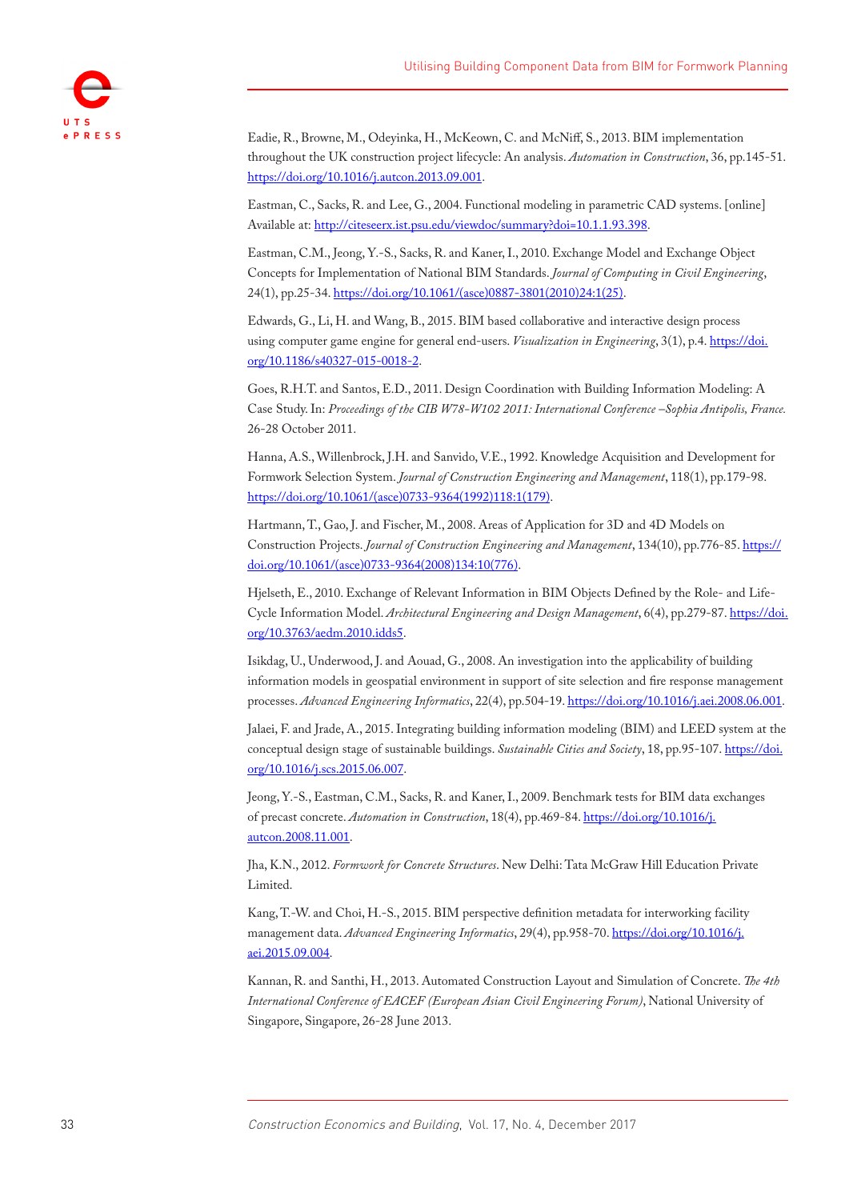Eadie, R., Browne, M., Odeyinka, H., McKeown, C. and McNiff, S., 2013. BIM implementation throughout the UK construction project lifecycle: An analysis. *Automation in Construction*, 36, pp.145-51. https://doi.org/10.1016/j.autcon.2013.09.001.

Eastman, C., Sacks, R. and Lee, G., 2004. Functional modeling in parametric CAD systems. [online] Available at: http://citeseerx.ist.psu.edu/viewdoc/summary?doi=10.1.1.93.398.

Eastman, C.M., Jeong, Y.-S., Sacks, R. and Kaner, I., 2010. Exchange Model and Exchange Object Concepts for Implementation of National BIM Standards. *Journal of Computing in Civil Engineering*, 24(1), pp.25-34. https://doi.org/10.1061/(asce)0887-3801(2010)24:1(25).

Edwards, G., Li, H. and Wang, B., 2015. BIM based collaborative and interactive design process using computer game engine for general end-users. *Visualization in Engineering*, 3(1), p.4. https://doi.org/10.1186/s40327-015-0018-2.

Goes, R.H.T. and Santos, E.D., 2011. Design Coordination with Building Information Modeling: A Case Study. In: *Proceedings of the CIB W78-W102 2011: International Conference –Sophia Antipolis, France.* 26-28 October 2011.

Hanna, A.S., Willenbrock, J.H. and Sanvido, V.E., 1992. Knowledge Acquisition and Development for Formwork Selection System. *Journal of Construction Engineering and Management*, 118(1), pp.179-98. https://doi.org/10.1061/(asce)0733-9364(1992)118:1(179).

Hartmann, T., Gao, J. and Fischer, M., 2008. Areas of Application for 3D and 4D Models on Construction Projects. *Journal of Construction Engineering and Management*, 134(10), pp.776-85. https://doi.org/10.1061/(asce)0733-9364(2008)134:10(776).

Hjelseth, E., 2010. Exchange of Relevant Information in BIM Objects Defined by the Role- and Life-Cycle Information Model. *Architectural Engineering and Design Management*, 6(4), pp.279-87. https://doi.org/10.3763/aedm.2010.idds5.

Isikdag, U., Underwood, J. and Aouad, G., 2008. An investigation into the applicability of building information models in geospatial environment in support of site selection and fire response management processes. *Advanced Engineering Informatics*, 22(4), pp.504-19. https://doi.org/10.1016/j.aei.2008.06.001.

Jalaei, F. and Jrade, A., 2015. Integrating building information modeling (BIM) and LEED system at the conceptual design stage of sustainable buildings. *Sustainable Cities and Society*, 18, pp.95-107. https://doi.org/10.1016/j.scs.2015.06.007.

Jeong, Y.-S., Eastman, C.M., Sacks, R. and Kaner, I., 2009. Benchmark tests for BIM data exchanges of precast concrete. *Automation in Construction*, 18(4), pp.469-84. https://doi.org/10.1016/j.autcon.2008.11.001.

Jha, K.N., 2012. *Formwork for Concrete Structures*. New Delhi: Tata McGraw Hill Education Private Limited.

Kang, T.-W. and Choi, H.-S., 2015. BIM perspective definition metadata for interworking facility management data. *Advanced Engineering Informatics*, 29(4), pp.958-70. https://doi.org/10.1016/j.aei.2015.09.004.

Kannan, R. and Santhi, H., 2013. Automated Construction Layout and Simulation of Concrete. *The 4th International Conference of EACEF (European Asian Civil Engineering Forum)*, National University of Singapore, Singapore, 26-28 June 2013.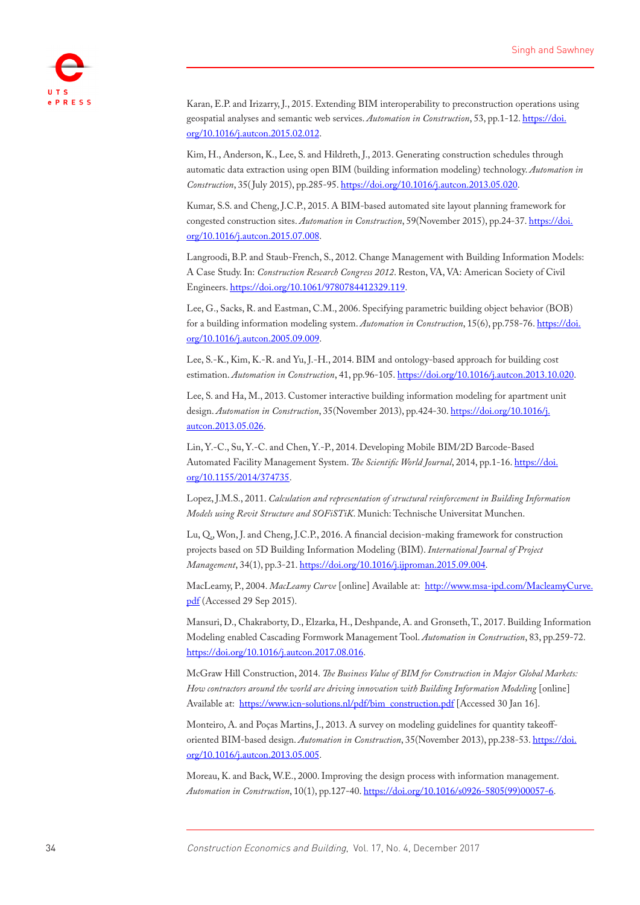Karan, E.P. and Irizarry, J., 2015. Extending BIM interoperability to preconstruction operations using geospatial analyses and semantic web services. *Automation in Construction*, 53, pp.1-12. https://doi.org/10.1016/j.autcon.2015.02.012.

Kim, H., Anderson, K., Lee, S. and Hildreth, J., 2013. Generating construction schedules through automatic data extraction using open BIM (building information modeling) technology. *Automation in Construction*, 35(July 2015), pp.285-95. https://doi.org/10.1016/j.autcon.2013.05.020.

Kumar, S.S. and Cheng, J.C.P., 2015. A BIM-based automated site layout planning framework for congested construction sites. *Automation in Construction*, 59(November 2015), pp.24-37. https://doi.org/10.1016/j.autcon.2015.07.008.

Langroodi, B.P. and Staub-French, S., 2012. Change Management with Building Information Models: A Case Study. In: *Construction Research Congress 2012*. Reston, VA, VA: American Society of Civil Engineers. https://doi.org/10.1061/9780784412329.119.

Lee, G., Sacks, R. and Eastman, C.M., 2006. Specifying parametric building object behavior (BOB) for a building information modeling system. *Automation in Construction*, 15(6), pp.758-76. https://doi.org/10.1016/j.autcon.2005.09.009.

Lee, S.-K., Kim, K.-R. and Yu, J.-H., 2014. BIM and ontology-based approach for building cost estimation. *Automation in Construction*, 41, pp.96-105. https://doi.org/10.1016/j.autcon.2013.10.020.

Lee, S. and Ha, M., 2013. Customer interactive building information modeling for apartment unit design. *Automation in Construction*, 35(November 2013), pp.424-30. https://doi.org/10.1016/j.autcon.2013.05.026.

Lin, Y.-C., Su, Y.-C. and Chen, Y.-P., 2014. Developing Mobile BIM/2D Barcode-Based Automated Facility Management System. *The Scientific World Journal*, 2014, pp.1-16. https://doi.org/10.1155/2014/374735.

Lopez, J.M.S., 2011. *Calculation and representation of structural reinforcement in Building Information Models using Revit Structure and SOFiSTiK*. Munich: Technische Universitat Munchen.

Lu, Q., Won, J. and Cheng, J.C.P., 2016. A financial decision-making framework for construction projects based on 5D Building Information Modeling (BIM). *International Journal of Project Management*, 34(1), pp.3-21. https://doi.org/10.1016/j.ijproman.2015.09.004.

MacLeamy, P., 2004. *MacLeamy Curve* [online] Available at: http://www.msa-ipd.com/MacleamyCurve.pdf (Accessed 29 Sep 2015).

Mansuri, D., Chakraborty, D., Elzarka, H., Deshpande, A. and Gronseth, T., 2017. Building Information Modeling enabled Cascading Formwork Management Tool. *Automation in Construction*, 83, pp.259-72. https://doi.org/10.1016/j.autcon.2017.08.016.

McGraw Hill Construction, 2014. *The Business Value of BIM for Construction in Major Global Markets: How contractors around the world are driving innovation with Building Information Modeling* [online] Available at: https://www.icn-solutions.nl/pdf/bim_construction.pdf [Accessed 30 Jan 16].

Monteiro, A. and Poças Martins, J., 2013. A survey on modeling guidelines for quantity takeoff-oriented BIM-based design. *Automation in Construction*, 35(November 2013), pp.238-53. https://doi.org/10.1016/j.autcon.2013.05.005.

Moreau, K. and Back, W.E., 2000. Improving the design process with information management. *Automation in Construction*, 10(1), pp.127-40. https://doi.org/10.1016/s0926-5805(99)00057-6.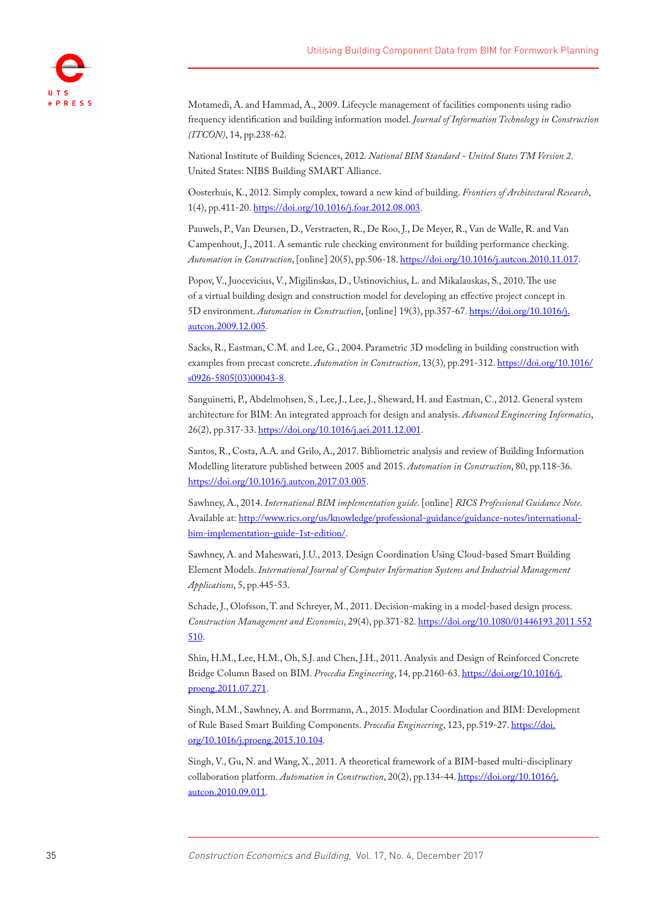Motamedi, A. and Hammad, A., 2009. Lifecycle management of facilities components using radio frequency identification and building information model. *Journal of Information Technology in Construction (ITCON)*, 14, pp.238-62.

National Institute of Building Sciences, 2012. *National BIM Standard - United States TM Version 2*. United States: NIBS Building SMART Alliance.

Oosterhuis, K., 2012. Simply complex, toward a new kind of building. *Frontiers of Architectural Research*, 1(4), pp.411-20. https://doi.org/10.1016/j.foar.2012.08.003.

Pauwels, P., Van Deursen, D., Verstraeten, R., De Roo, J., De Meyer, R., Van de Walle, R. and Van Campenhout, J., 2011. A semantic rule checking environment for building performance checking. *Automation in Construction*, [online] 20(5), pp.506-18. https://doi.org/10.1016/j.autcon.2010.11.017.

Popov, V., Juocevicius, V., Migilinskas, D., Ustinovichius, L. and Mikalauskas, S., 2010. The use of a virtual building design and construction model for developing an effective project concept in 5D environment. *Automation in Construction*, [online] 19(3), pp.357-67. https://doi.org/10.1016/j.autcon.2009.12.005.

Sacks, R., Eastman, C.M. and Lee, G., 2004. Parametric 3D modeling in building construction with examples from precast concrete. *Automation in Construction*, 13(3), pp.291-312. https://doi.org/10.1016/s0926-5805(03)00043-8.

Sanguinetti, P., Abdelmohsen, S., Lee, J., Lee, J., Sheward, H. and Eastman, C., 2012. General system architecture for BIM: An integrated approach for design and analysis. *Advanced Engineering Informatics*, 26(2), pp.317-33. https://doi.org/10.1016/j.aei.2011.12.001.

Santos, R., Costa, A.A. and Grilo, A., 2017. Bibliometric analysis and review of Building Information Modelling literature published between 2005 and 2015. *Automation in Construction*, 80, pp.118-36. https://doi.org/10.1016/j.autcon.2017.03.005.

Sawhney, A., 2014. *International BIM implementation guide*. [online] *RICS Professional Guidance Note*. Available at: http://www.rics.org/us/knowledge/professional-guidance/guidance-notes/international-bim-implementation-guide-1st-edition/.

Sawhney, A. and Maheswari, J.U., 2013. Design Coordination Using Cloud-based Smart Building Element Models. *International Journal of Computer Information Systems and Industrial Management Applications*, 5, pp.445-53.

Schade, J., Olofsson, T. and Schreyer, M., 2011. Decision-making in a model-based design process. *Construction Management and Economics*, 29(4), pp.371-82. https://doi.org/10.1080/01446193.2011.552510.

Shin, H.M., Lee, H.M., Oh, S.J. and Chen, J.H., 2011. Analysis and Design of Reinforced Concrete Bridge Column Based on BIM. *Procedia Engineering*, 14, pp.2160-63. https://doi.org/10.1016/j.proeng.2011.07.271.

Singh, M.M., Sawhney, A. and Borrmann, A., 2015. Modular Coordination and BIM: Development of Rule Based Smart Building Components. *Procedia Engineering*, 123, pp.519-27. https://doi.org/10.1016/j.proeng.2015.10.104.

Singh, V., Gu, N. and Wang, X., 2011. A theoretical framework of a BIM-based multi-disciplinary collaboration platform. *Automation in Construction*, 20(2), pp.134-44. https://doi.org/10.1016/j.autcon.2010.09.011.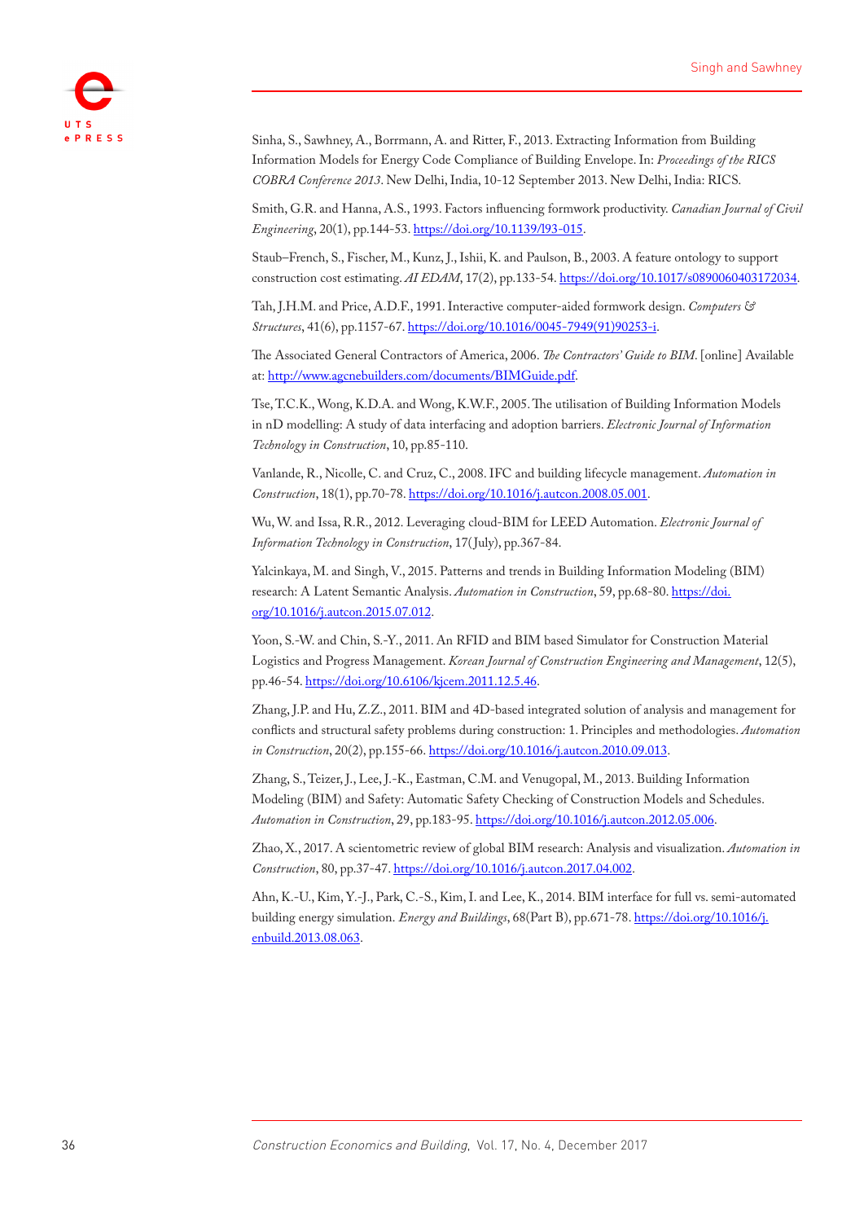Sinha, S., Sawhney, A., Borrmann, A. and Ritter, F., 2013. Extracting Information from Building Information Models for Energy Code Compliance of Building Envelope. In: *Proceedings of the RICS COBRA Conference 2013*. New Delhi, India, 10-12 September 2013. New Delhi, India: RICS.

Smith, G.R. and Hanna, A.S., 1993. Factors influencing formwork productivity. *Canadian Journal of Civil Engineering*, 20(1), pp.144-53. https://doi.org/10.1139/l93-015.

Staub–French, S., Fischer, M., Kunz, J., Ishii, K. and Paulson, B., 2003. A feature ontology to support construction cost estimating. *AI EDAM*, 17(2), pp.133-54. https://doi.org/10.1017/s0890060403172034.

Tah, J.H.M. and Price, A.D.F., 1991. Interactive computer-aided formwork design. *Computers & Structures*, 41(6), pp.1157-67. https://doi.org/10.1016/0045-7949(91)90253-i.

The Associated General Contractors of America, 2006. *The Contractors' Guide to BIM*. [online] Available at: http://www.agcnebuilders.com/documents/BIMGuide.pdf.

Tse, T.C.K., Wong, K.D.A. and Wong, K.W.F., 2005. The utilisation of Building Information Models in nD modelling: A study of data interfacing and adoption barriers. *Electronic Journal of Information Technology in Construction*, 10, pp.85-110.

Vanlande, R., Nicolle, C. and Cruz, C., 2008. IFC and building lifecycle management. *Automation in Construction*, 18(1), pp.70-78. https://doi.org/10.1016/j.autcon.2008.05.001.

Wu, W. and Issa, R.R., 2012. Leveraging cloud-BIM for LEED Automation. *Electronic Journal of Information Technology in Construction*, 17(July), pp.367-84.

Yalcinkaya, M. and Singh, V., 2015. Patterns and trends in Building Information Modeling (BIM) research: A Latent Semantic Analysis. *Automation in Construction*, 59, pp.68-80. https://doi.org/10.1016/j.autcon.2015.07.012.

Yoon, S.-W. and Chin, S.-Y., 2011. An RFID and BIM based Simulator for Construction Material Logistics and Progress Management. *Korean Journal of Construction Engineering and Management*, 12(5), pp.46-54. https://doi.org/10.6106/kjcem.2011.12.5.46.

Zhang, J.P. and Hu, Z.Z., 2011. BIM and 4D-based integrated solution of analysis and management for conflicts and structural safety problems during construction: 1. Principles and methodologies. *Automation in Construction*, 20(2), pp.155-66. https://doi.org/10.1016/j.autcon.2010.09.013.

Zhang, S., Teizer, J., Lee, J.-K., Eastman, C.M. and Venugopal, M., 2013. Building Information Modeling (BIM) and Safety: Automatic Safety Checking of Construction Models and Schedules. *Automation in Construction*, 29, pp.183-95. https://doi.org/10.1016/j.autcon.2012.05.006.

Zhao, X., 2017. A scientometric review of global BIM research: Analysis and visualization. *Automation in Construction*, 80, pp.37-47. https://doi.org/10.1016/j.autcon.2017.04.002.

Ahn, K.-U., Kim, Y.-J., Park, C.-S., Kim, I. and Lee, K., 2014. BIM interface for full vs. semi-automated building energy simulation. *Energy and Buildings*, 68(Part B), pp.671-78. https://doi.org/10.1016/j.enbuild.2013.08.063.